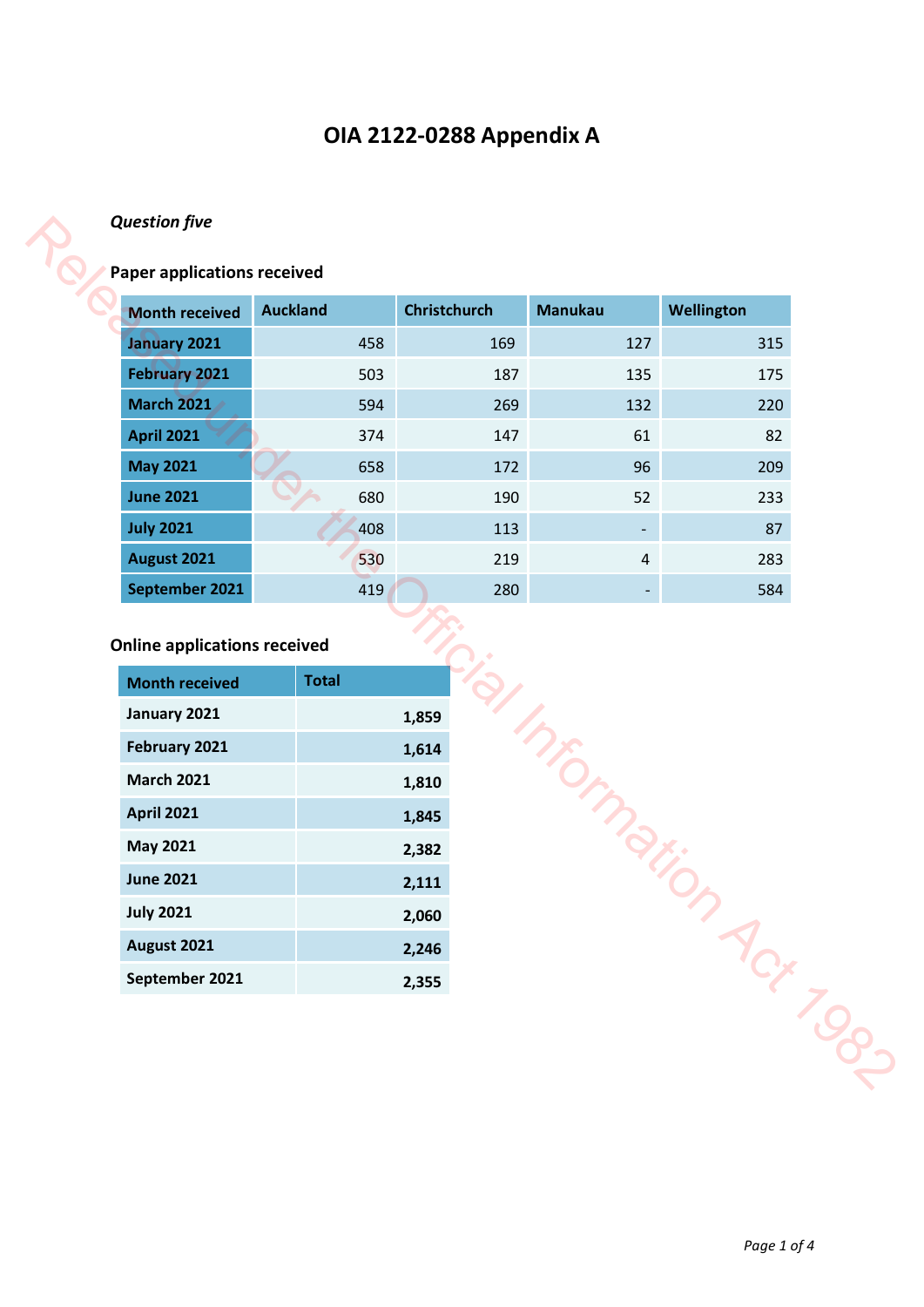# OIA 2122-0288 Appendix A

***Question five***

**Paper applications received**

| Month received | Auckland | Christchurch | Manukau | Wellington |
|---|---|---|---|---|
| January 2021 | 458 | 169 | 127 | 315 |
| February 2021 | 503 | 187 | 135 | 175 |
| March 2021 | 594 | 269 | 132 | 220 |
| April 2021 | 374 | 147 | 61 | 82 |
| May 2021 | 658 | 172 | 96 | 209 |
| June 2021 | 680 | 190 | 52 | 233 |
| July 2021 | 408 | 113 | - | 87 |
| August 2021 | 530 | 219 | 4 | 283 |
| September 2021 | 419 | 280 | - | 584 |

**Online applications received**

| Month received | Total |
|---|---|
| January 2021 | 1,859 |
| February 2021 | 1,614 |
| March 2021 | 1,810 |
| April 2021 | 1,845 |
| May 2021 | 2,382 |
| June 2021 | 2,111 |
| July 2021 | 2,060 |
| August 2021 | 2,246 |
| September 2021 | 2,355 |

Released under the Official Information Act 1982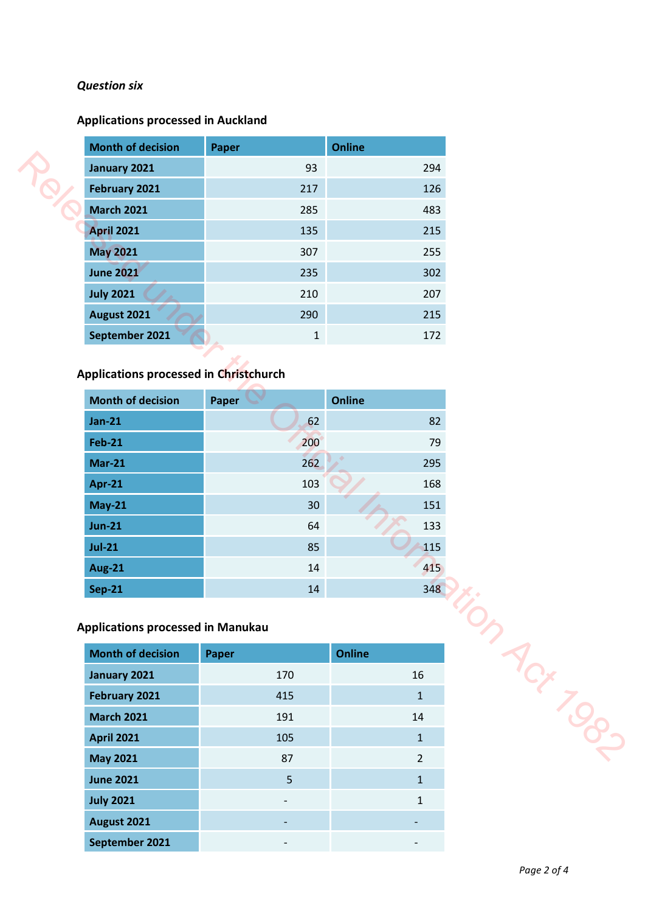*Question six*

**Applications processed in Auckland**

| Month of decision | Paper | Online |
|---|---|---|
| January 2021 | 93 | 294 |
| February 2021 | 217 | 126 |
| March 2021 | 285 | 483 |
| April 2021 | 135 | 215 |
| May 2021 | 307 | 255 |
| June 2021 | 235 | 302 |
| July 2021 | 210 | 207 |
| August 2021 | 290 | 215 |
| September 2021 | 1 | 172 |

**Applications processed in Christchurch**

| Month of decision | Paper | Online |
|---|---|---|
| Jan-21 | 62 | 82 |
| Feb-21 | 200 | 79 |
| Mar-21 | 262 | 295 |
| Apr-21 | 103 | 168 |
| May-21 | 30 | 151 |
| Jun-21 | 64 | 133 |
| Jul-21 | 85 | 115 |
| Aug-21 | 14 | 415 |
| Sep-21 | 14 | 348 |

**Applications processed in Manukau**

| Month of decision | Paper | Online |
|---|---|---|
| January 2021 | 170 | 16 |
| February 2021 | 415 | 1 |
| March 2021 | 191 | 14 |
| April 2021 | 105 | 1 |
| May 2021 | 87 | 2 |
| June 2021 | 5 | 1 |
| July 2021 | - | 1 |
| August 2021 | - | - |
| September 2021 | - | - |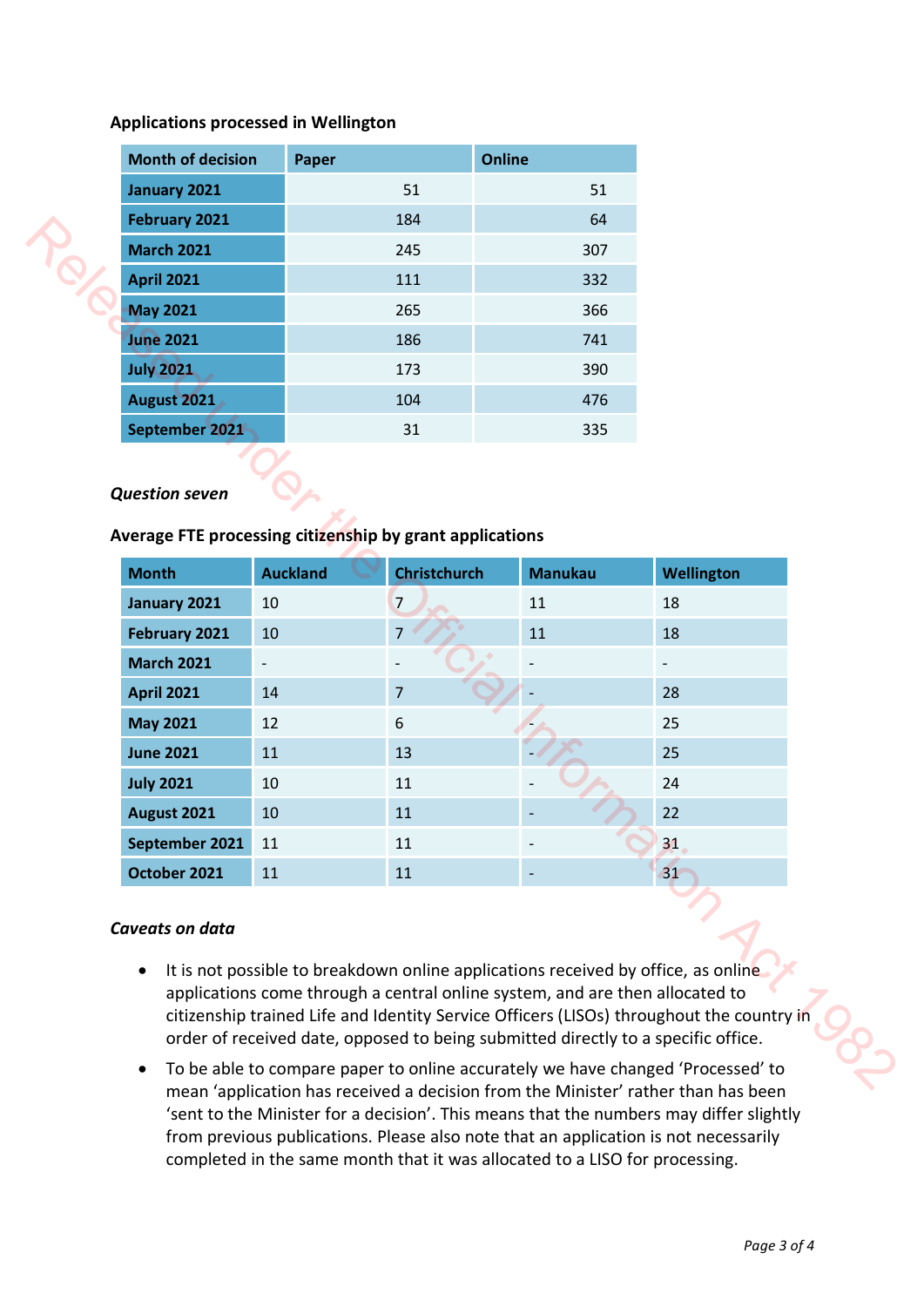**Applications processed in Wellington**

| Month of decision | Paper | Online |
|---|---|---|
| January 2021 | 51 | 51 |
| February 2021 | 184 | 64 |
| March 2021 | 245 | 307 |
| April 2021 | 111 | 332 |
| May 2021 | 265 | 366 |
| June 2021 | 186 | 741 |
| July 2021 | 173 | 390 |
| August 2021 | 104 | 476 |
| September 2021 | 31 | 335 |

***Question seven***

**Average FTE processing citizenship by grant applications**

| Month | Auckland | Christchurch | Manukau | Wellington |
|---|---|---|---|---|
| January 2021 | 10 | 7 | 11 | 18 |
| February 2021 | 10 | 7 | 11 | 18 |
| March 2021 | - | - | - | - |
| April 2021 | 14 | 7 | - | 28 |
| May 2021 | 12 | 6 | - | 25 |
| June 2021 | 11 | 13 | - | 25 |
| July 2021 | 10 | 11 | - | 24 |
| August 2021 | 10 | 11 | - | 22 |
| September 2021 | 11 | 11 | - | 31 |
| October 2021 | 11 | 11 | - | 31 |

***Caveats on data***

- It is not possible to breakdown online applications received by office, as online applications come through a central online system, and are then allocated to citizenship trained Life and Identity Service Officers (LISOs) throughout the country in order of received date, opposed to being submitted directly to a specific office.
- To be able to compare paper to online accurately we have changed 'Processed' to mean 'application has received a decision from the Minister' rather than has been 'sent to the Minister for a decision'. This means that the numbers may differ slightly from previous publications. Please also note that an application is not necessarily completed in the same month that it was allocated to a LISO for processing.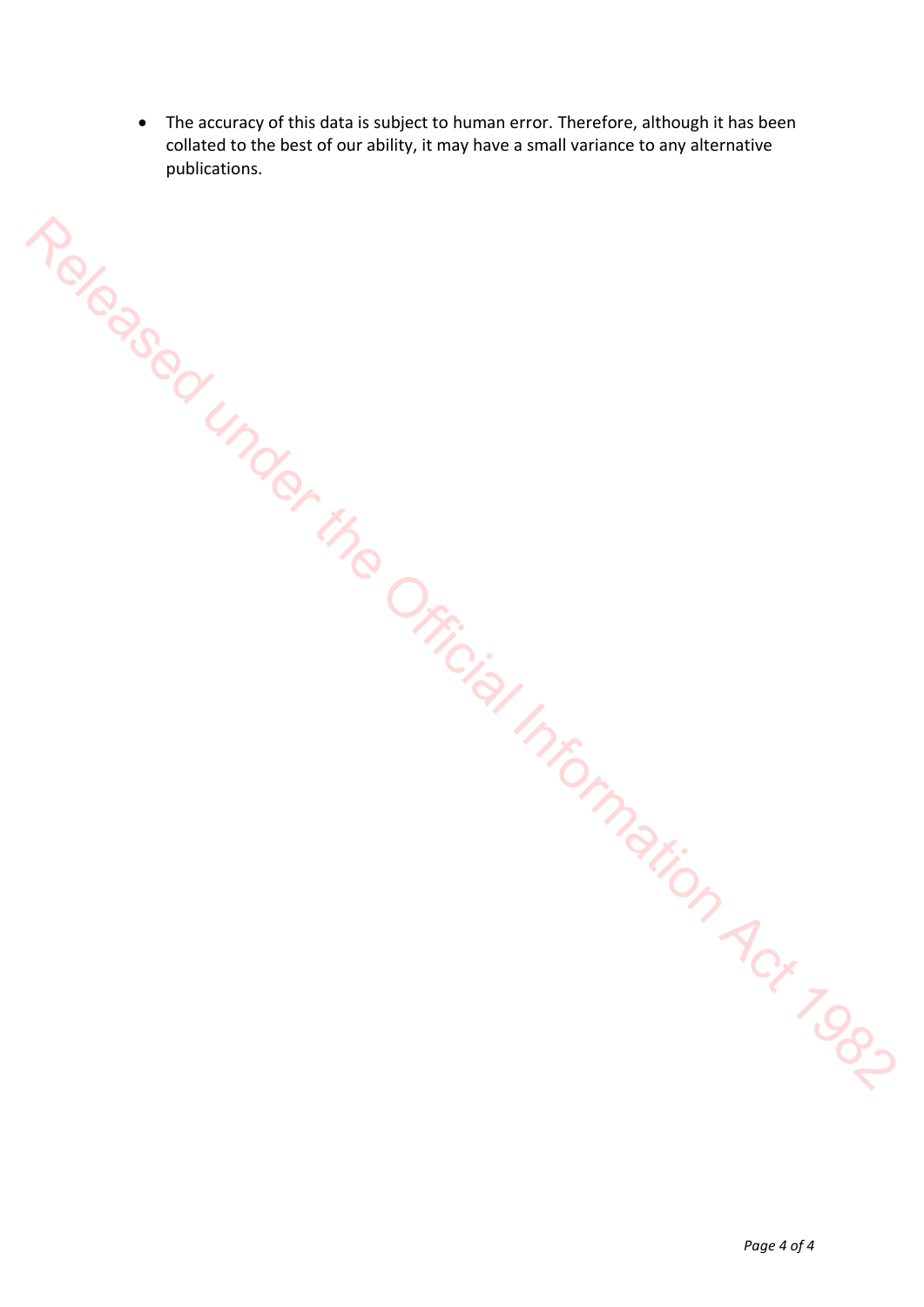- The accuracy of this data is subject to human error. Therefore, although it has been collated to the best of our ability, it may have a small variance to any alternative publications.